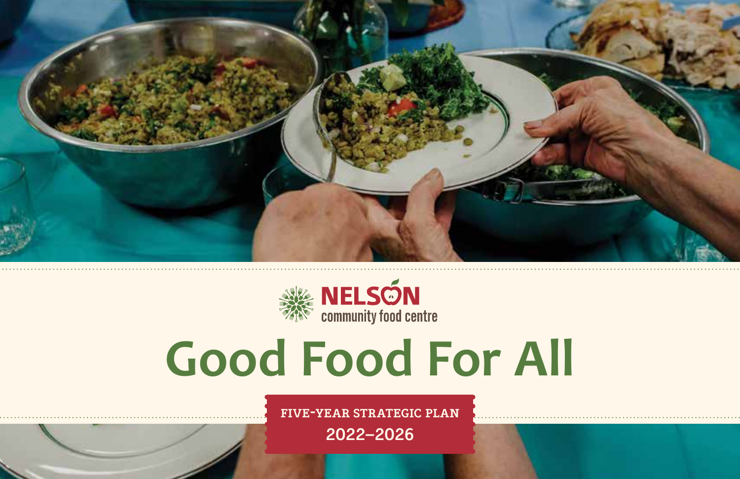NELSON community food centre

# Good Food For All

FIVE-YEAR STRATEGIC PLAN

2022–2026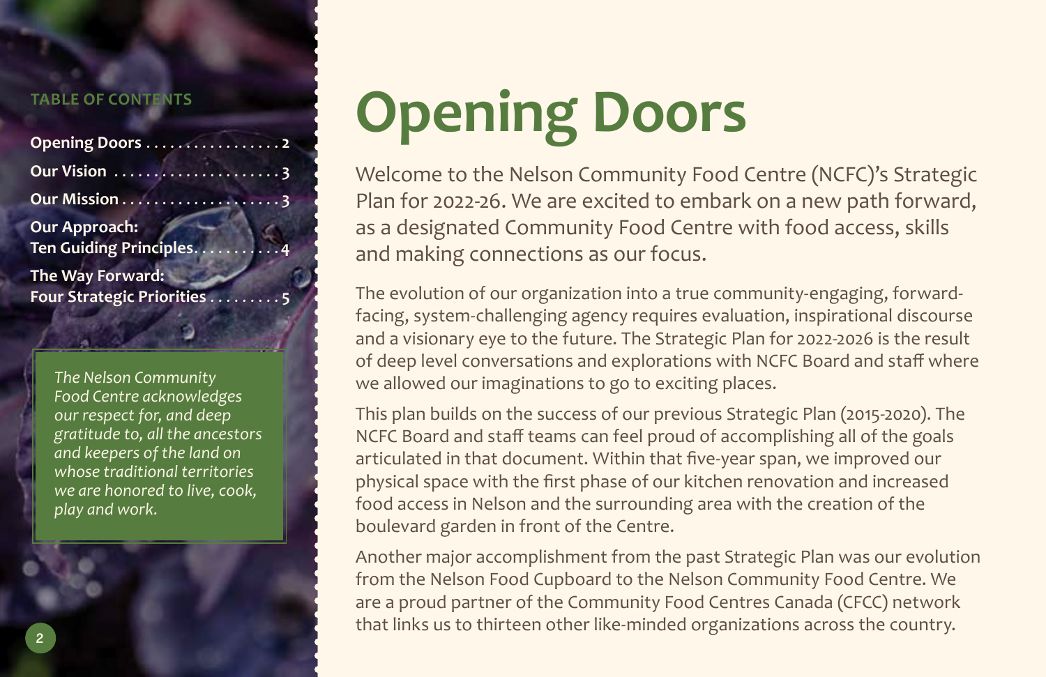**TABLE OF CONTENTS**

- Opening Doors . . . . . . . . . . . . . . . . . 2
- Our Vision . . . . . . . . . . . . . . . . . . . . . 3
- Our Mission . . . . . . . . . . . . . . . . . . . . 3
- Our Approach: Ten Guiding Principles. . . . . . . . . . . 4
- The Way Forward: Four Strategic Priorities . . . . . . . . . 5

*The Nelson Community Food Centre acknowledges our respect for, and deep gratitude to, all the ancestors and keepers of the land on whose traditional territories we are honored to live, cook, play and work.*

# Opening Doors

Welcome to the Nelson Community Food Centre (NCFC)'s Strategic Plan for 2022-26. We are excited to embark on a new path forward, as a designated Community Food Centre with food access, skills and making connections as our focus.

The evolution of our organization into a true community-engaging, forward-facing, system-challenging agency requires evaluation, inspirational discourse and a visionary eye to the future. The Strategic Plan for 2022-2026 is the result of deep level conversations and explorations with NCFC Board and staff where we allowed our imaginations to go to exciting places.

This plan builds on the success of our previous Strategic Plan (2015-2020). The NCFC Board and staff teams can feel proud of accomplishing all of the goals articulated in that document. Within that five-year span, we improved our physical space with the first phase of our kitchen renovation and increased food access in Nelson and the surrounding area with the creation of the boulevard garden in front of the Centre.

Another major accomplishment from the past Strategic Plan was our evolution from the Nelson Food Cupboard to the Nelson Community Food Centre. We are a proud partner of the Community Food Centres Canada (CFCC) network that links us to thirteen other like-minded organizations across the country.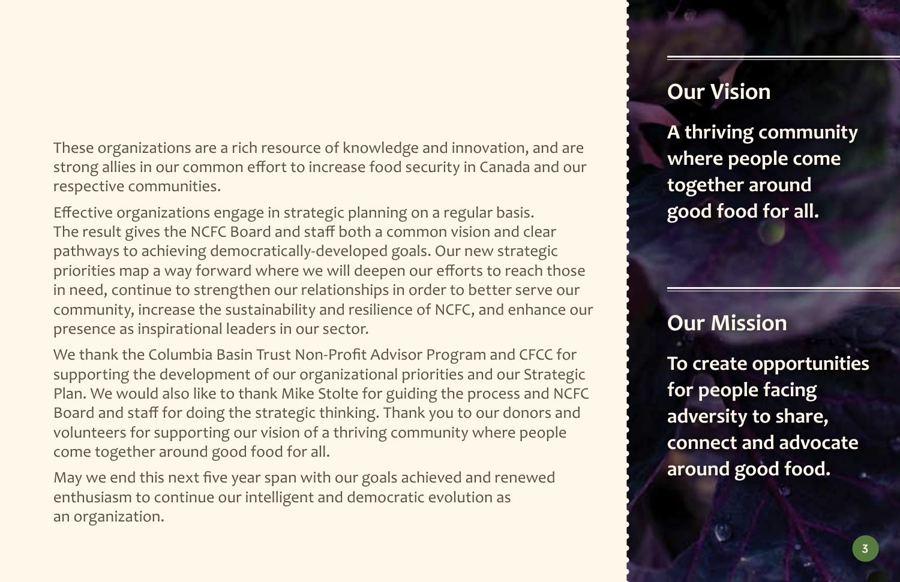These organizations are a rich resource of knowledge and innovation, and are strong allies in our common effort to increase food security in Canada and our respective communities.

Effective organizations engage in strategic planning on a regular basis. The result gives the NCFC Board and staff both a common vision and clear pathways to achieving democratically-developed goals. Our new strategic priorities map a way forward where we will deepen our efforts to reach those in need, continue to strengthen our relationships in order to better serve our community, increase the sustainability and resilience of NCFC, and enhance our presence as inspirational leaders in our sector.

We thank the Columbia Basin Trust Non-Profit Advisor Program and CFCC for supporting the development of our organizational priorities and our Strategic Plan. We would also like to thank Mike Stolte for guiding the process and NCFC Board and staff for doing the strategic thinking. Thank you to our donors and volunteers for supporting our vision of a thriving community where people come together around good food for all.

May we end this next five year span with our goals achieved and renewed enthusiasm to continue our intelligent and democratic evolution as an organization.

## Our Vision

**A thriving community where people come together around good food for all.**

## Our Mission

**To create opportunities for people facing adversity to share, connect and advocate around good food.**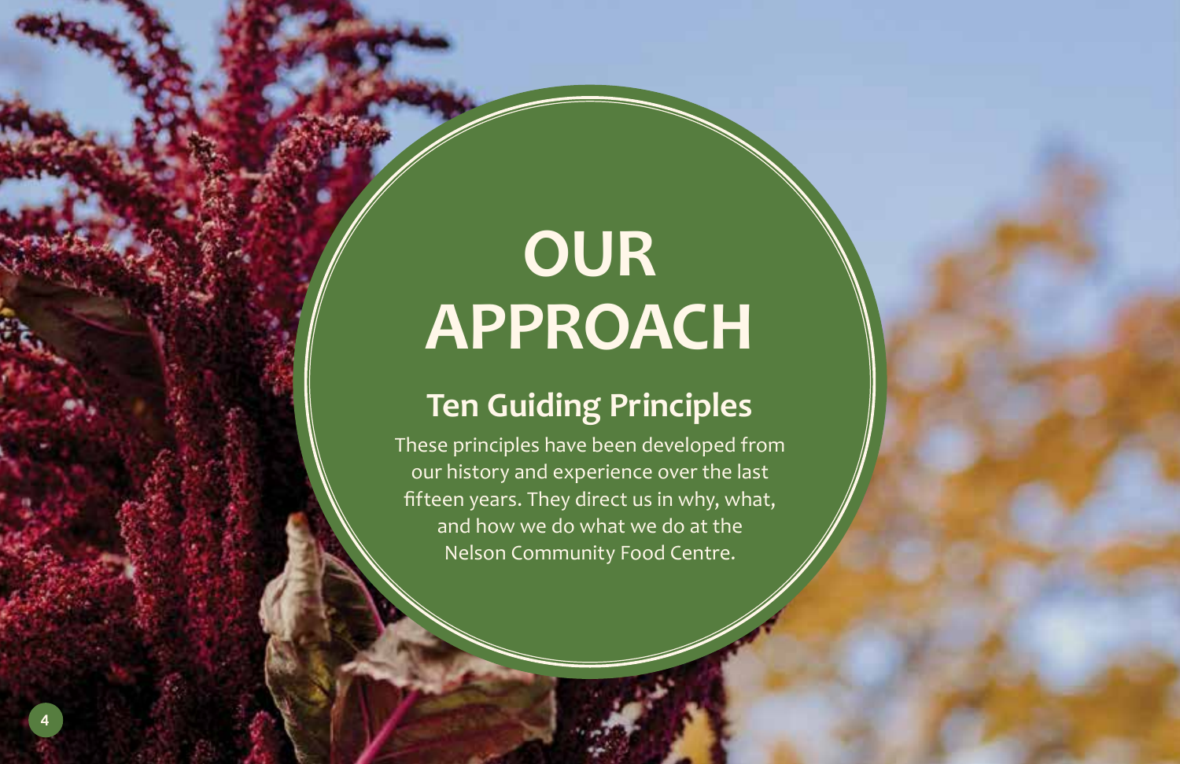# OUR APPROACH

## Ten Guiding Principles

These principles have been developed from our history and experience over the last fifteen years. They direct us in why, what, and how we do what we do at the Nelson Community Food Centre.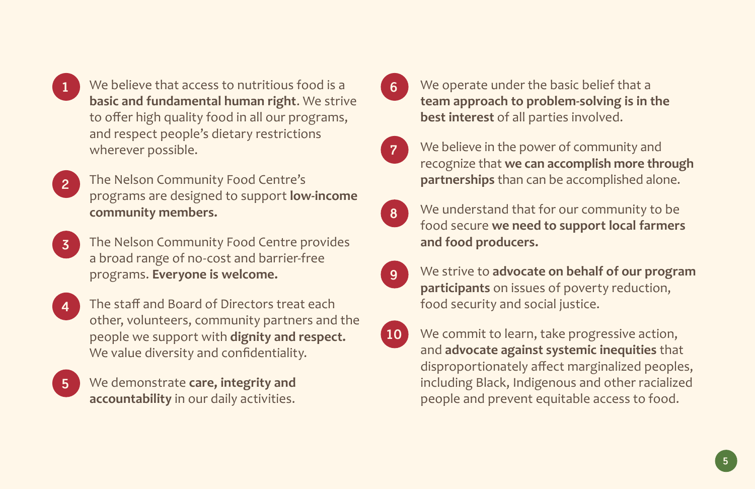1. We believe that access to nutritious food is a **basic and fundamental human right**. We strive to offer high quality food in all our programs, and respect people's dietary restrictions wherever possible.

2. The Nelson Community Food Centre's programs are designed to support **low-income community members.**

3. The Nelson Community Food Centre provides a broad range of no-cost and barrier-free programs. **Everyone is welcome.**

4. The staff and Board of Directors treat each other, volunteers, community partners and the people we support with **dignity and respect.** We value diversity and confidentiality.

5. We demonstrate **care, integrity and accountability** in our daily activities.

6. We operate under the basic belief that a **team approach to problem-solving is in the best interest** of all parties involved.

7. We believe in the power of community and recognize that **we can accomplish more through partnerships** than can be accomplished alone.

8. We understand that for our community to be food secure **we need to support local farmers and food producers.**

9. We strive to **advocate on behalf of our program participants** on issues of poverty reduction, food security and social justice.

10. We commit to learn, take progressive action, and **advocate against systemic inequities** that disproportionately affect marginalized peoples, including Black, Indigenous and other racialized people and prevent equitable access to food.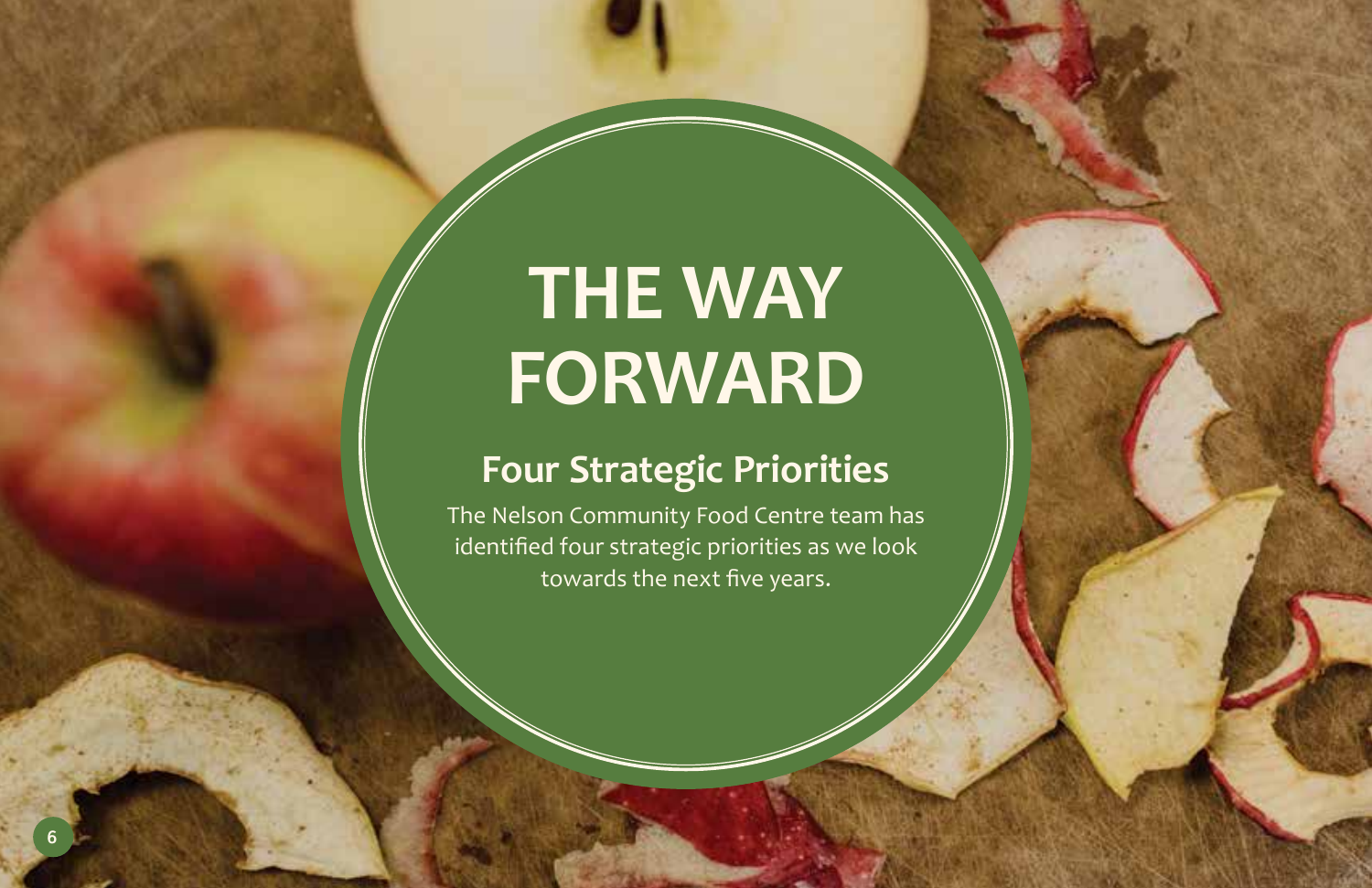# THE WAY FORWARD

## Four Strategic Priorities

The Nelson Community Food Centre team has identified four strategic priorities as we look towards the next five years.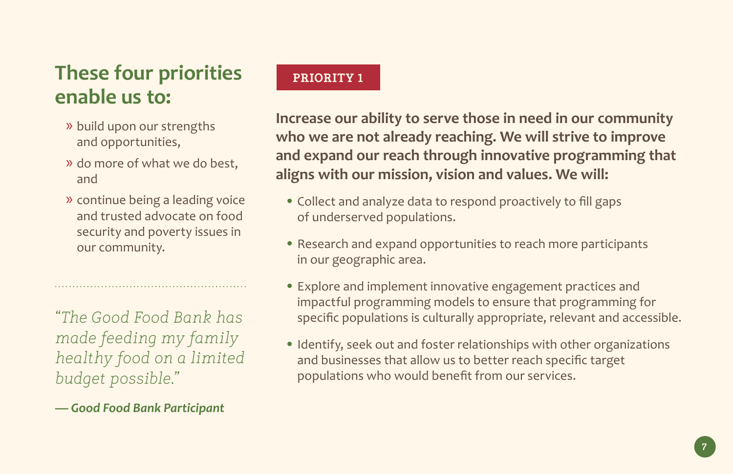## These four priorities enable us to:

- build upon our strengths and opportunities,
- do more of what we do best, and
- continue being a leading voice and trusted advocate on food security and poverty issues in our community.

*"The Good Food Bank has made feeding my family healthy food on a limited budget possible."*

***— Good Food Bank Participant***

**PRIORITY 1**

**Increase our ability to serve those in need in our community who we are not already reaching. We will strive to improve and expand our reach through innovative programming that aligns with our mission, vision and values. We will:**

- Collect and analyze data to respond proactively to fill gaps of underserved populations.
- Research and expand opportunities to reach more participants in our geographic area.
- Explore and implement innovative engagement practices and impactful programming models to ensure that programming for specific populations is culturally appropriate, relevant and accessible.
- Identify, seek out and foster relationships with other organizations and businesses that allow us to better reach specific target populations who would benefit from our services.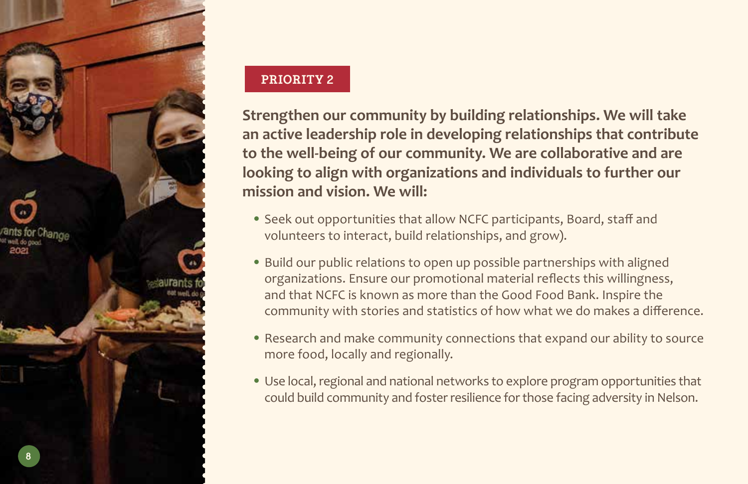## PRIORITY 2

**Strengthen our community by building relationships. We will take an active leadership role in developing relationships that contribute to the well-being of our community. We are collaborative and are looking to align with organizations and individuals to further our mission and vision. We will:**

- Seek out opportunities that allow NCFC participants, Board, staff and volunteers to interact, build relationships, and grow).
- Build our public relations to open up possible partnerships with aligned organizations. Ensure our promotional material reflects this willingness, and that NCFC is known as more than the Good Food Bank. Inspire the community with stories and statistics of how what we do makes a difference.
- Research and make community connections that expand our ability to source more food, locally and regionally.
- Use local, regional and national networks to explore program opportunities that could build community and foster resilience for those facing adversity in Nelson.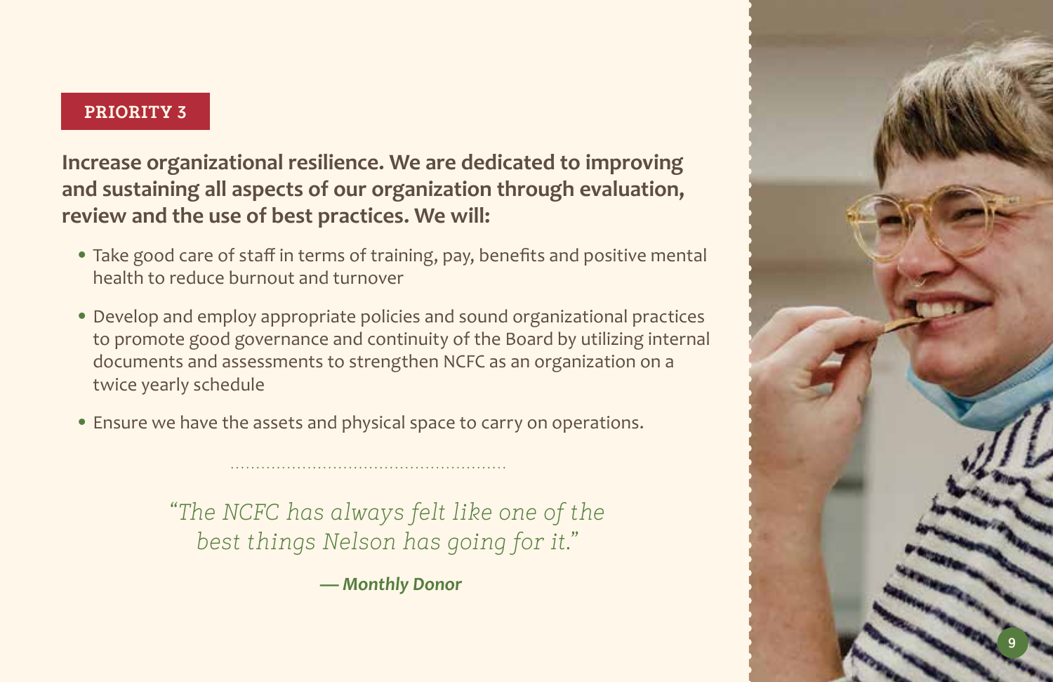**PRIORITY 3**

**Increase organizational resilience. We are dedicated to improving and sustaining all aspects of our organization through evaluation, review and the use of best practices. We will:**

- Take good care of staff in terms of training, pay, benefits and positive mental health to reduce burnout and turnover
- Develop and employ appropriate policies and sound organizational practices to promote good governance and continuity of the Board by utilizing internal documents and assessments to strengthen NCFC as an organization on a twice yearly schedule
- Ensure we have the assets and physical space to carry on operations.

*"The NCFC has always felt like one of the best things Nelson has going for it."*

***— Monthly Donor***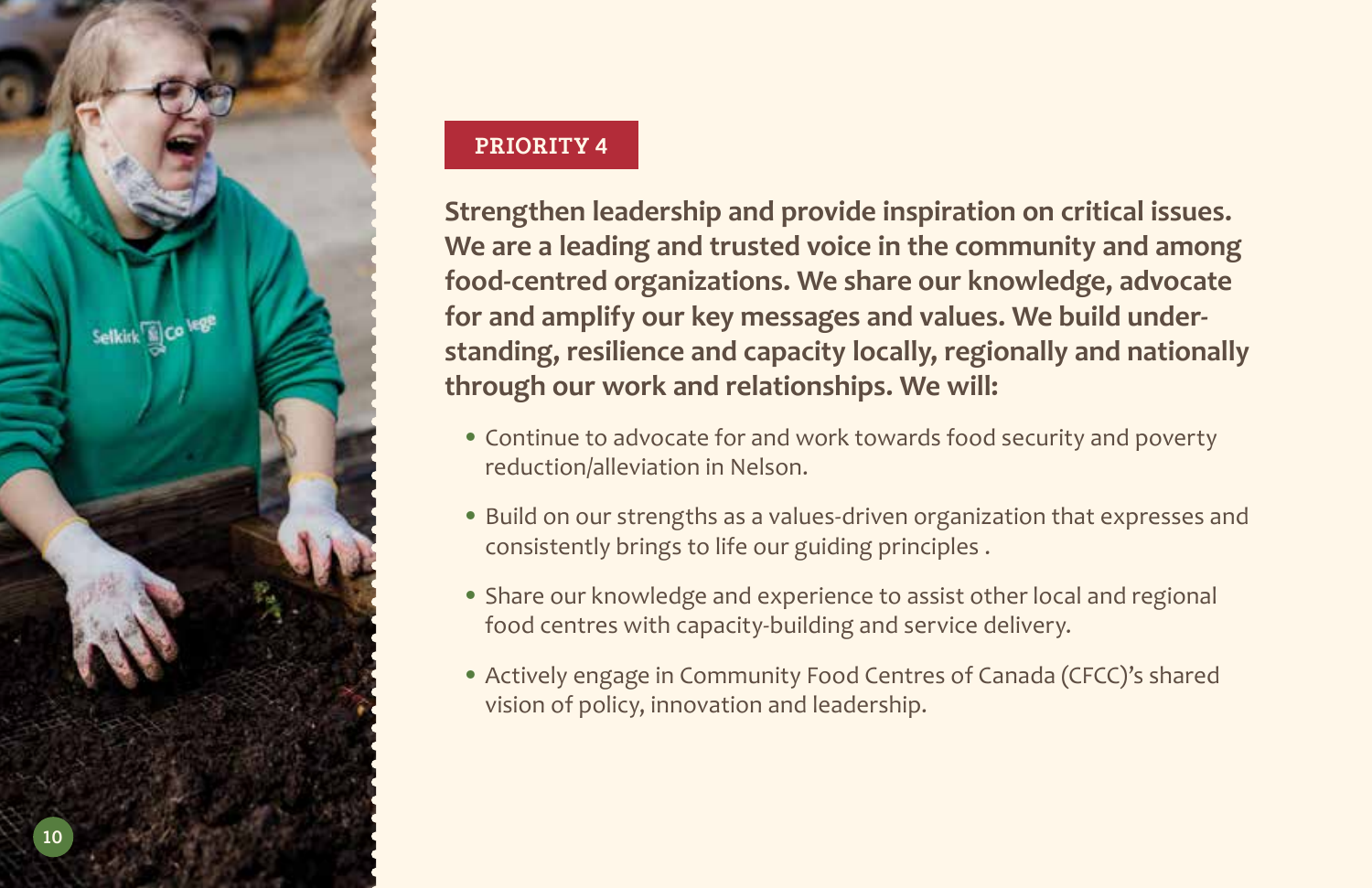## PRIORITY 4

**Strengthen leadership and provide inspiration on critical issues. We are a leading and trusted voice in the community and among food-centred organizations. We share our knowledge, advocate for and amplify our key messages and values. We build understanding, resilience and capacity locally, regionally and nationally through our work and relationships. We will:**

- Continue to advocate for and work towards food security and poverty reduction/alleviation in Nelson.
- Build on our strengths as a values-driven organization that expresses and consistently brings to life our guiding principles .
- Share our knowledge and experience to assist other local and regional food centres with capacity-building and service delivery.
- Actively engage in Community Food Centres of Canada (CFCC)'s shared vision of policy, innovation and leadership.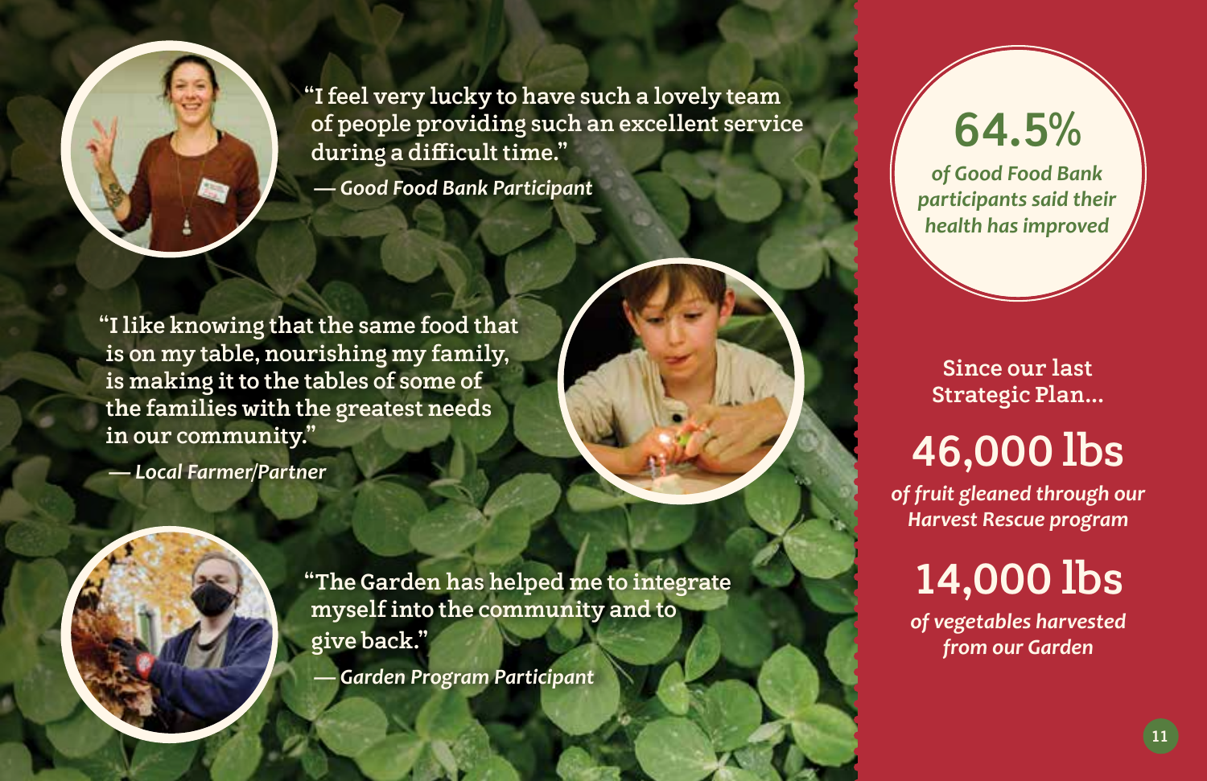"I feel very lucky to have such a lovely team of people providing such an excellent service during a difficult time."

*— Good Food Bank Participant*

"I like knowing that the same food that is on my table, nourishing my family, is making it to the tables of some of the families with the greatest needs in our community."

*— Local Farmer/Partner*

"The Garden has helped me to integrate myself into the community and to give back."

*— Garden Program Participant*

**64.5%**

*of Good Food Bank participants said their health has improved*

Since our last Strategic Plan...

**46,000 lbs**

*of fruit gleaned through our Harvest Rescue program*

**14,000 lbs**

*of vegetables harvested from our Garden*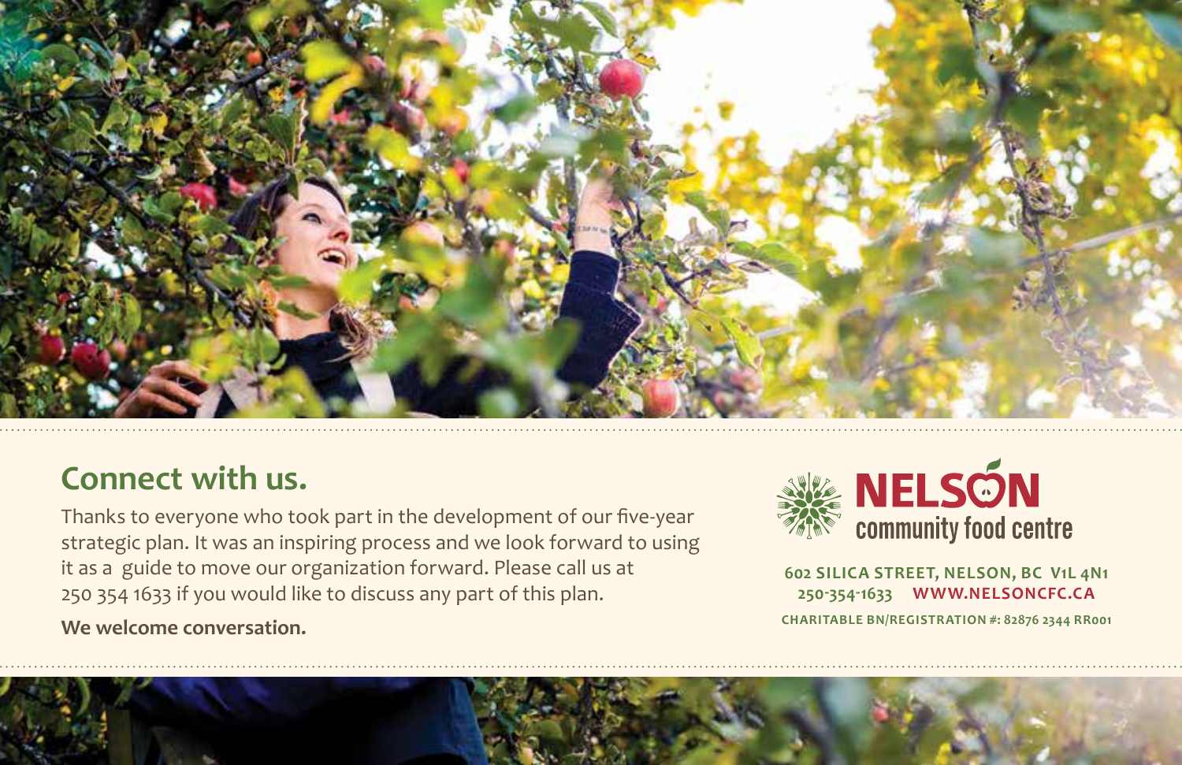## Connect with us.

Thanks to everyone who took part in the development of our five-year strategic plan. It was an inspiring process and we look forward to using it as a guide to move our organization forward. Please call us at 250 354 1633 if you would like to discuss any part of this plan.

**We welcome conversation.**

**NELSON community food centre**

**602 SILICA STREET, NELSON, BC V1L 4N1**
**250-354-1633 WWW.NELSONCFC.CA**

**CHARITABLE BN/REGISTRATION #: 82876 2344 RR001**